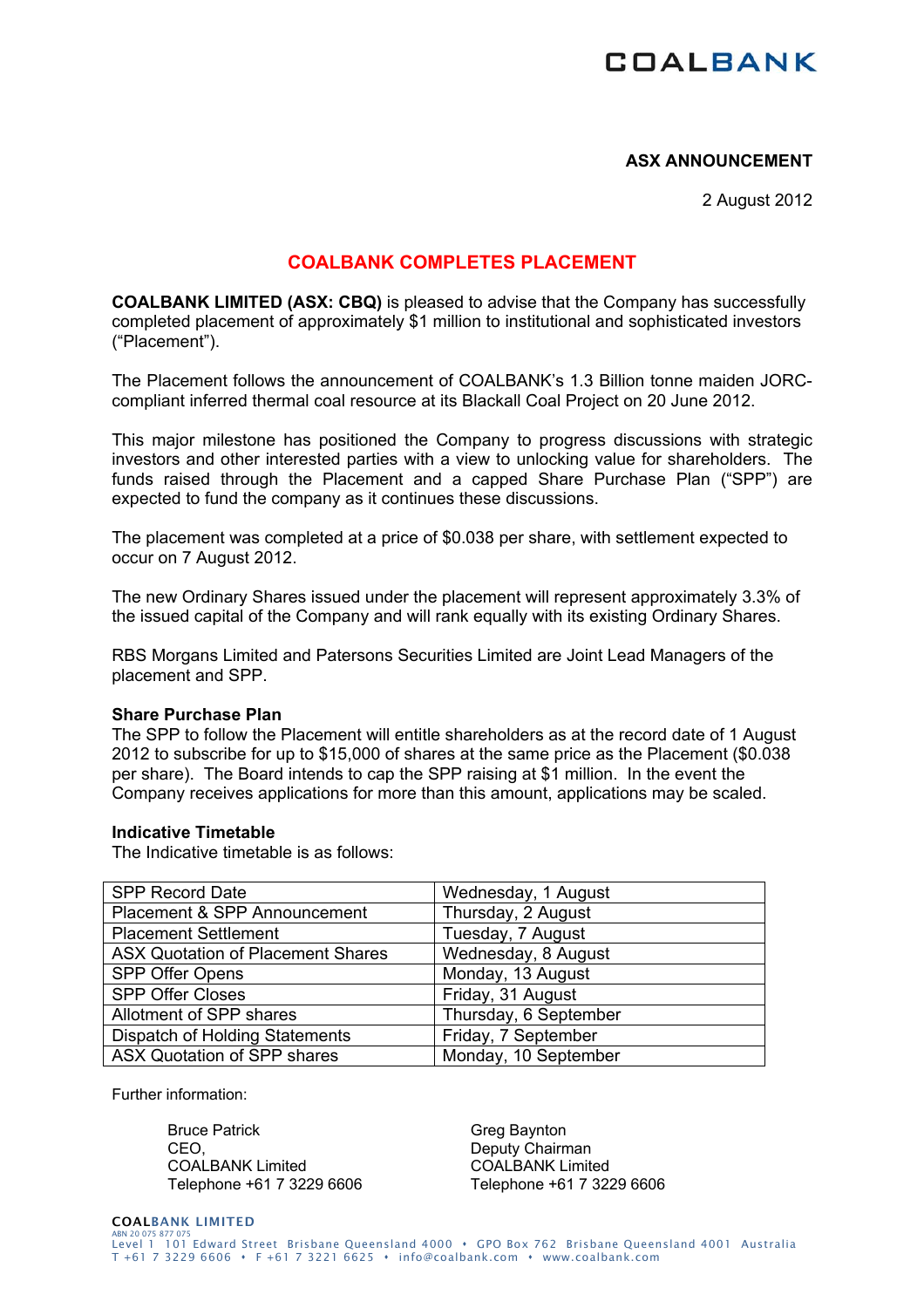COALBANK

**ASX ANNOUNCEMENT**

2 August 2012

# COALBANK COMPLETES PLACEMENT

**COALBANK LIMITED (ASX: CBQ)** is pleased to advise that the Company has successfully completed placement of approximately $1 million to institutional and sophisticated investors ("Placement").

The Placement follows the announcement of COALBANK's 1.3 Billion tonne maiden JORC-compliant inferred thermal coal resource at its Blackall Coal Project on 20 June 2012.

This major milestone has positioned the Company to progress discussions with strategic investors and other interested parties with a view to unlocking value for shareholders. The funds raised through the Placement and a capped Share Purchase Plan ("SPP") are expected to fund the company as it continues these discussions.

The placement was completed at a price of $0.038 per share, with settlement expected to occur on 7 August 2012.

The new Ordinary Shares issued under the placement will represent approximately 3.3% of the issued capital of the Company and will rank equally with its existing Ordinary Shares.

RBS Morgans Limited and Patersons Securities Limited are Joint Lead Managers of the placement and SPP.

**Share Purchase Plan**

The SPP to follow the Placement will entitle shareholders as at the record date of 1 August 2012 to subscribe for up to $15,000 of shares at the same price as the Placement ($0.038 per share). The Board intends to cap the SPP raising at $1 million. In the event the Company receives applications for more than this amount, applications may be scaled.

**Indicative Timetable**

The Indicative timetable is as follows:

| Event | Date |
|---|---|
| SPP Record Date | Wednesday, 1 August |
| Placement & SPP Announcement | Thursday, 2 August |
| Placement Settlement | Tuesday, 7 August |
| ASX Quotation of Placement Shares | Wednesday, 8 August |
| SPP Offer Opens | Monday, 13 August |
| SPP Offer Closes | Friday, 31 August |
| Allotment of SPP shares | Thursday, 6 September |
| Dispatch of Holding Statements | Friday, 7 September |
| ASX Quotation of SPP shares | Monday, 10 September |

Further information:

Bruce Patrick
CEO,
COALBANK Limited
Telephone +61 7 3229 6606

Greg Baynton
Deputy Chairman
COALBANK Limited
Telephone +61 7 3229 6606

COALBANK LIMITED
ABN 20 075 877 075
Level 1 101 Edward Street Brisbane Queensland 4000 • GPO Box 762 Brisbane Queensland 4001 Australia
T +61 7 3229 6606 • F +61 7 3221 6625 • info@coalbank.com • www.coalbank.com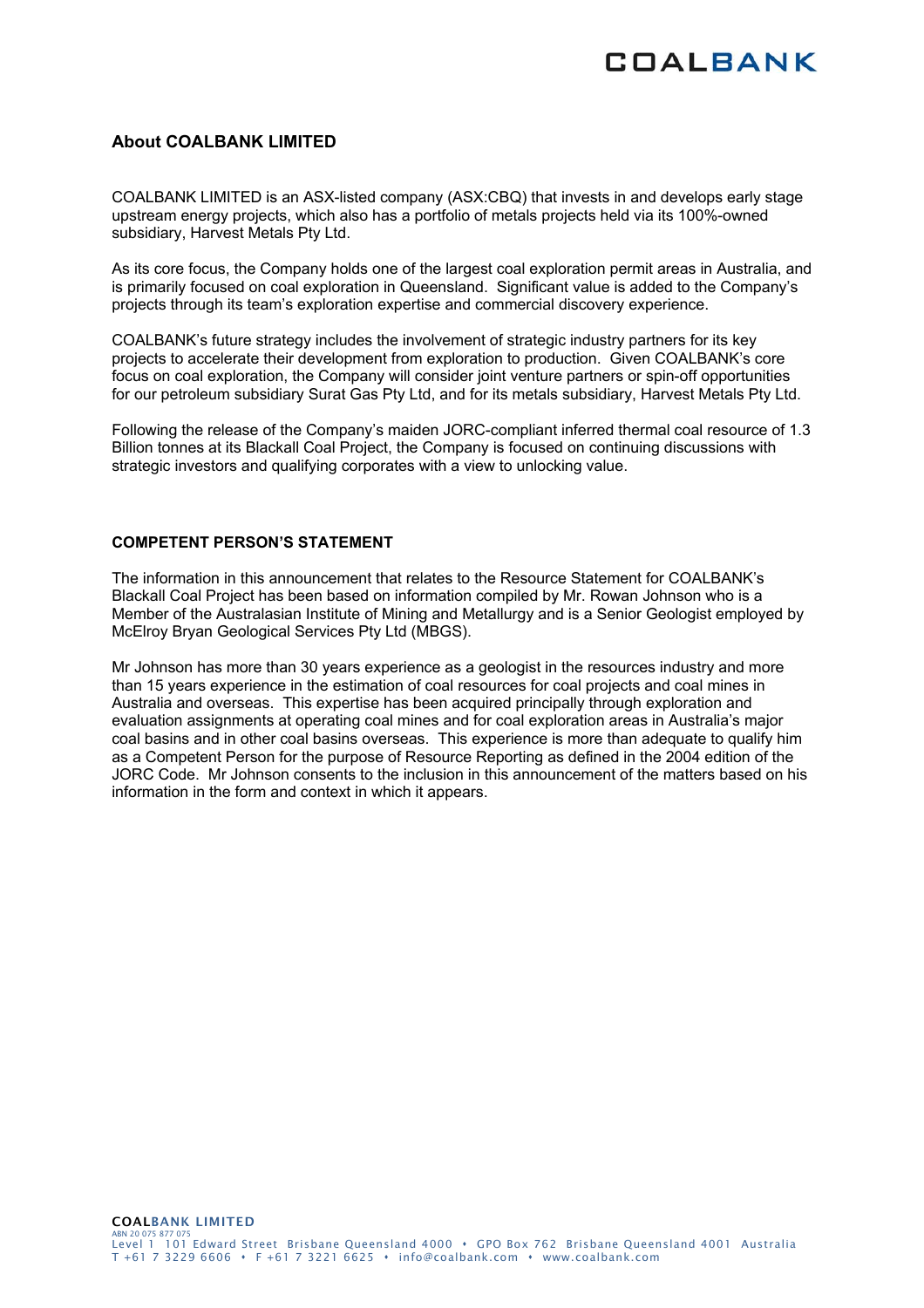## About COALBANK LIMITED

COALBANK LIMITED is an ASX-listed company (ASX:CBQ) that invests in and develops early stage upstream energy projects, which also has a portfolio of metals projects held via its 100%-owned subsidiary, Harvest Metals Pty Ltd.

As its core focus, the Company holds one of the largest coal exploration permit areas in Australia, and is primarily focused on coal exploration in Queensland. Significant value is added to the Company's projects through its team's exploration expertise and commercial discovery experience.

COALBANK's future strategy includes the involvement of strategic industry partners for its key projects to accelerate their development from exploration to production. Given COALBANK's core focus on coal exploration, the Company will consider joint venture partners or spin-off opportunities for our petroleum subsidiary Surat Gas Pty Ltd, and for its metals subsidiary, Harvest Metals Pty Ltd.

Following the release of the Company's maiden JORC-compliant inferred thermal coal resource of 1.3 Billion tonnes at its Blackall Coal Project, the Company is focused on continuing discussions with strategic investors and qualifying corporates with a view to unlocking value.

### COMPETENT PERSON'S STATEMENT

The information in this announcement that relates to the Resource Statement for COALBANK's Blackall Coal Project has been based on information compiled by Mr. Rowan Johnson who is a Member of the Australasian Institute of Mining and Metallurgy and is a Senior Geologist employed by McElroy Bryan Geological Services Pty Ltd (MBGS).

Mr Johnson has more than 30 years experience as a geologist in the resources industry and more than 15 years experience in the estimation of coal resources for coal projects and coal mines in Australia and overseas. This expertise has been acquired principally through exploration and evaluation assignments at operating coal mines and for coal exploration areas in Australia's major coal basins and in other coal basins overseas. This experience is more than adequate to qualify him as a Competent Person for the purpose of Resource Reporting as defined in the 2004 edition of the JORC Code. Mr Johnson consents to the inclusion in this announcement of the matters based on his information in the form and context in which it appears.